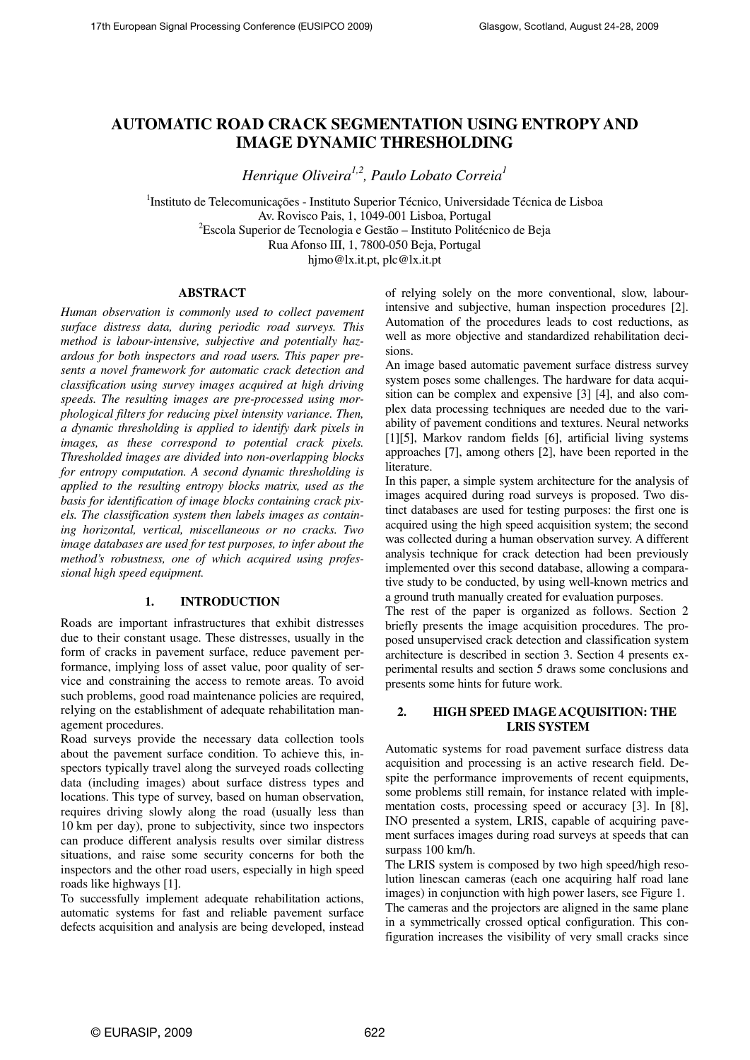# AUTOMATIC ROAD CRACK SEGMENTATION USING ENTROPY AND IMAGE DYNAMIC THRESHOLDING

*Henrique Oliveira[1,2], Paulo Lobato Correia[1]*

[1]Instituto de Telecomunicações - Instituto Superior Técnico, Universidade Técnica de Lisboa
Av. Rovisco Pais, 1, 1049-001 Lisboa, Portugal
[2]Escola Superior de Tecnologia e Gestão – Instituto Politécnico de Beja
Rua Afonso III, 1, 7800-050 Beja, Portugal
hjmo@lx.it.pt, plc@lx.it.pt

## ABSTRACT

*Human observation is commonly used to collect pavement surface distress data, during periodic road surveys. This method is labour-intensive, subjective and potentially hazardous for both inspectors and road users. This paper presents a novel framework for automatic crack detection and classification using survey images acquired at high driving speeds. The resulting images are pre-processed using morphological filters for reducing pixel intensity variance. Then, a dynamic thresholding is applied to identify dark pixels in images, as these correspond to potential crack pixels. Thresholded images are divided into non-overlapping blocks for entropy computation. A second dynamic thresholding is applied to the resulting entropy blocks matrix, used as the basis for identification of image blocks containing crack pixels. The classification system then labels images as containing horizontal, vertical, miscellaneous or no cracks. Two image databases are used for test purposes, to infer about the method's robustness, one of which acquired using professional high speed equipment.*

## 1. INTRODUCTION

Roads are important infrastructures that exhibit distresses due to their constant usage. These distresses, usually in the form of cracks in pavement surface, reduce pavement performance, implying loss of asset value, poor quality of service and constraining the access to remote areas. To avoid such problems, good road maintenance policies are required, relying on the establishment of adequate rehabilitation management procedures.

Road surveys provide the necessary data collection tools about the pavement surface condition. To achieve this, inspectors typically travel along the surveyed roads collecting data (including images) about surface distress types and locations. This type of survey, based on human observation, requires driving slowly along the road (usually less than 10 km per day), prone to subjectivity, since two inspectors can produce different analysis results over similar distress situations, and raise some security concerns for both the inspectors and the other road users, especially in high speed roads like highways [1].

To successfully implement adequate rehabilitation actions, automatic systems for fast and reliable pavement surface defects acquisition and analysis are being developed, instead of relying solely on the more conventional, slow, labour-intensive and subjective, human inspection procedures [2]. Automation of the procedures leads to cost reductions, as well as more objective and standardized rehabilitation decisions.

An image based automatic pavement surface distress survey system poses some challenges. The hardware for data acquisition can be complex and expensive [3] [4], and also complex data processing techniques are needed due to the variability of pavement conditions and textures. Neural networks [1][5], Markov random fields [6], artificial living systems approaches [7], among others [2], have been reported in the literature.

In this paper, a simple system architecture for the analysis of images acquired during road surveys is proposed. Two distinct databases are used for testing purposes: the first one is acquired using the high speed acquisition system; the second was collected during a human observation survey. A different analysis technique for crack detection had been previously implemented over this second database, allowing a comparative study to be conducted, by using well-known metrics and a ground truth manually created for evaluation purposes.

The rest of the paper is organized as follows. Section 2 briefly presents the image acquisition procedures. The proposed unsupervised crack detection and classification system architecture is described in section 3. Section 4 presents experimental results and section 5 draws some conclusions and presents some hints for future work.

## 2. HIGH SPEED IMAGE ACQUISITION: THE LRIS SYSTEM

Automatic systems for road pavement surface distress data acquisition and processing is an active research field. Despite the performance improvements of recent equipments, some problems still remain, for instance related with implementation costs, processing speed or accuracy [3]. In [8], INO presented a system, LRIS, capable of acquiring pavement surfaces images during road surveys at speeds that can surpass 100 km/h.

The LRIS system is composed by two high speed/high resolution linescan cameras (each one acquiring half road lane images) in conjunction with high power lasers, see Figure 1. The cameras and the projectors are aligned in the same plane in a symmetrically crossed optical configuration. This configuration increases the visibility of very small cracks since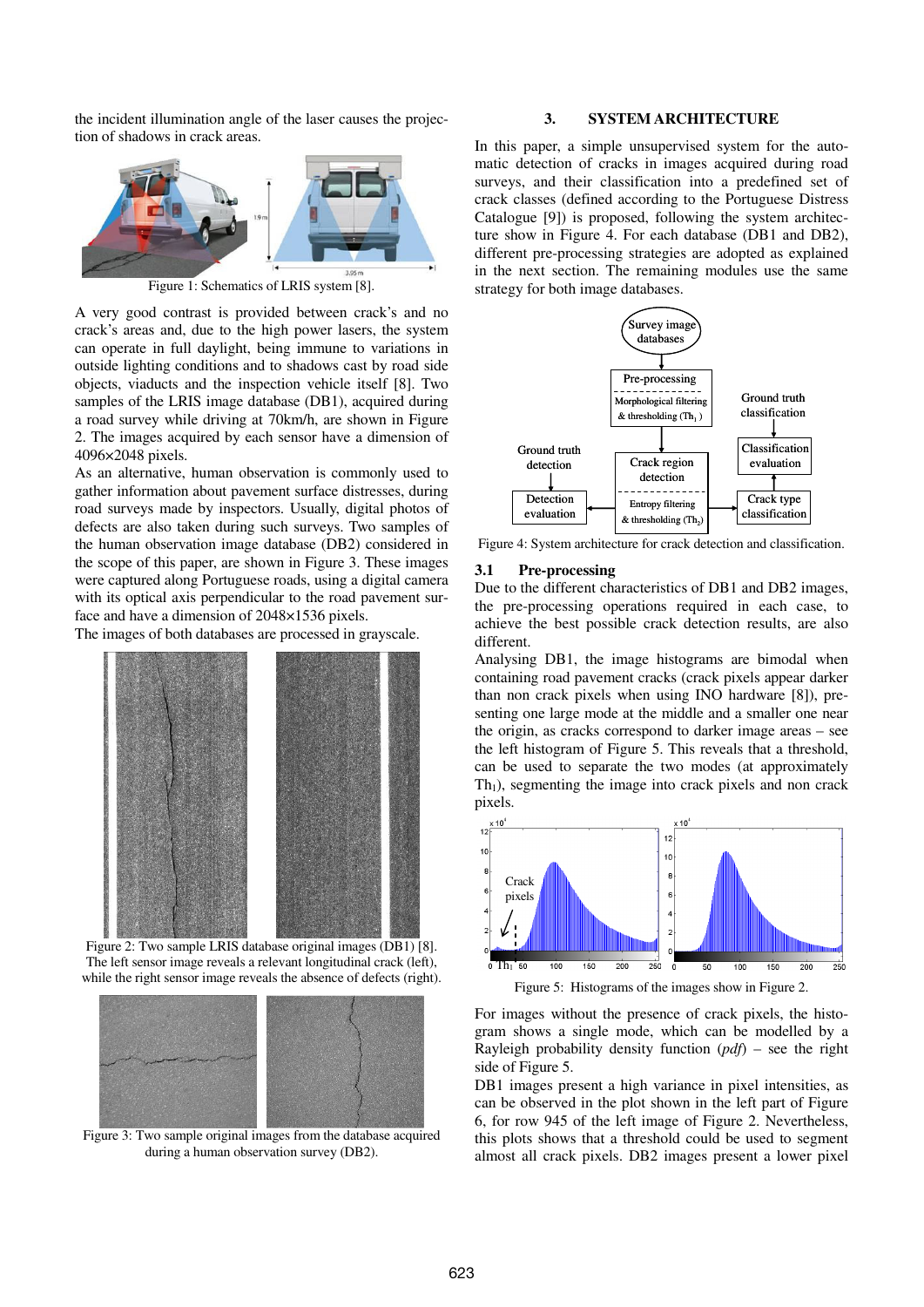the incident illumination angle of the laser causes the projection of shadows in crack areas.

Figure 1: Schematics of LRIS system [8].

A very good contrast is provided between crack's and no crack's areas and, due to the high power lasers, the system can operate in full daylight, being immune to variations in outside lighting conditions and to shadows cast by road side objects, viaducts and the inspection vehicle itself [8]. Two samples of the LRIS image database (DB1), acquired during a road survey while driving at 70km/h, are shown in Figure 2. The images acquired by each sensor have a dimension of 4096×2048 pixels.

As an alternative, human observation is commonly used to gather information about pavement surface distresses, during road surveys made by inspectors. Usually, digital photos of defects are also taken during such surveys. Two samples of the human observation image database (DB2) considered in the scope of this paper, are shown in Figure 3. These images were captured along Portuguese roads, using a digital camera with its optical axis perpendicular to the road pavement surface and have a dimension of 2048×1536 pixels.

The images of both databases are processed in grayscale.

Figure 2: Two sample LRIS database original images (DB1) [8]. The left sensor image reveals a relevant longitudinal crack (left), while the right sensor image reveals the absence of defects (right).

Figure 3: Two sample original images from the database acquired during a human observation survey (DB2).

## 3. SYSTEM ARCHITECTURE

In this paper, a simple unsupervised system for the automatic detection of cracks in images acquired during road surveys, and their classification into a predefined set of crack classes (defined according to the Portuguese Distress Catalogue [9]) is proposed, following the system architecture show in Figure 4. For each database (DB1 and DB2), different pre-processing strategies are adopted as explained in the next section. The remaining modules use the same strategy for both image databases.

Figure 4: System architecture for crack detection and classification.

### 3.1 Pre-processing

Due to the different characteristics of DB1 and DB2 images, the pre-processing operations required in each case, to achieve the best possible crack detection results, are also different.

Analysing DB1, the image histograms are bimodal when containing road pavement cracks (crack pixels appear darker than non crack pixels when using INO hardware [8]), presenting one large mode at the middle and a smaller one near the origin, as cracks correspond to darker image areas – see the left histogram of Figure 5. This reveals that a threshold, can be used to separate the two modes (at approximately $Th_1$), segmenting the image into crack pixels and non crack pixels.

Figure 5: Histograms of the images show in Figure 2.

For images without the presence of crack pixels, the histogram shows a single mode, which can be modelled by a Rayleigh probability density function (*pdf*) – see the right side of Figure 5.

DB1 images present a high variance in pixel intensities, as can be observed in the plot shown in the left part of Figure 6, for row 945 of the left image of Figure 2. Nevertheless, this plots shows that a threshold could be used to segment almost all crack pixels. DB2 images present a lower pixel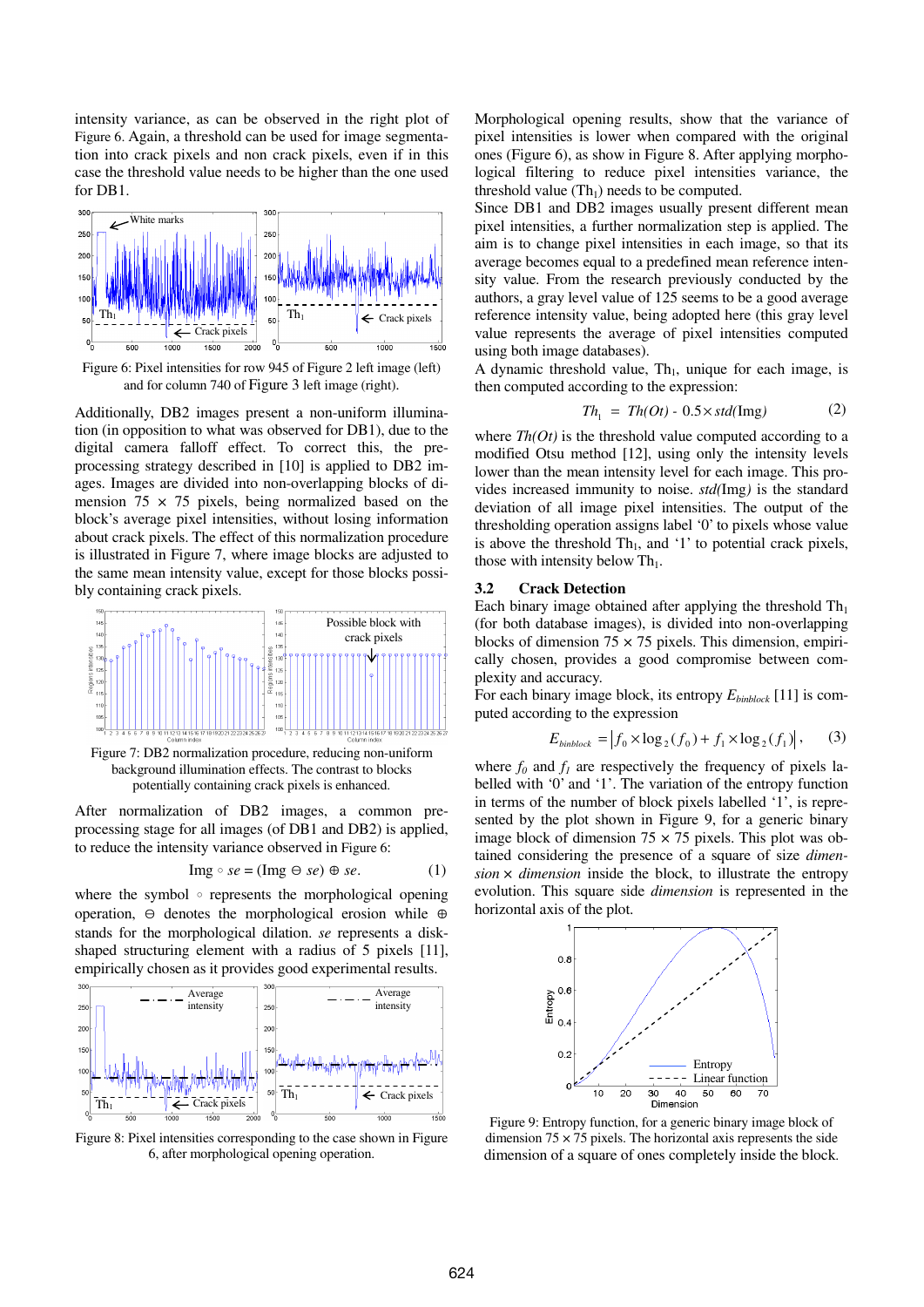intensity variance, as can be observed in the right plot of Figure 6. Again, a threshold can be used for image segmentation into crack pixels and non crack pixels, even if in this case the threshold value needs to be higher than the one used for DB1.

Figure 6: Pixel intensities for row 945 of Figure 2 left image (left) and for column 740 of Figure 3 left image (right).

Additionally, DB2 images present a non-uniform illumination (in opposition to what was observed for DB1), due to the digital camera falloff effect. To correct this, the pre-processing strategy described in [10] is applied to DB2 images. Images are divided into non-overlapping blocks of dimension 75 × 75 pixels, being normalized based on the block's average pixel intensities, without losing information about crack pixels. The effect of this normalization procedure is illustrated in Figure 7, where image blocks are adjusted to the same mean intensity value, except for those blocks possibly containing crack pixels.

Figure 7: DB2 normalization procedure, reducing non-uniform background illumination effects. The contrast to blocks potentially containing crack pixels is enhanced.

After normalization of DB2 images, a common pre-processing stage for all images (of DB1 and DB2) is applied, to reduce the intensity variance observed in Figure 6:

$$\text{Img} \circ se = (\text{Img} \ominus se) \oplus se. \tag{1}$$

where the symbol $\circ$ represents the morphological opening operation, $\ominus$ denotes the morphological erosion while $\oplus$ stands for the morphological dilation. *se* represents a disk-shaped structuring element with a radius of 5 pixels [11], empirically chosen as it provides good experimental results.

Figure 8: Pixel intensities corresponding to the case shown in Figure 6, after morphological opening operation.

Morphological opening results, show that the variance of pixel intensities is lower when compared with the original ones (Figure 6), as show in Figure 8. After applying morphological filtering to reduce pixel intensities variance, the threshold value ($Th_1$) needs to be computed.

Since DB1 and DB2 images usually present different mean pixel intensities, a further normalization step is applied. The aim is to change pixel intensities in each image, so that its average becomes equal to a predefined mean reference intensity value. From the research previously conducted by the authors, a gray level value of 125 seems to be a good average reference intensity value, being adopted here (this gray level value represents the average of pixel intensities computed using both image databases).

A dynamic threshold value, $Th_1$, unique for each image, is then computed according to the expression:

$$Th_1 = Th(Ot) - 0.5 \times std(\text{Img}) \tag{2}$$

where *Th(Ot)* is the threshold value computed according to a modified Otsu method [12], using only the intensity levels lower than the mean intensity level for each image. This provides increased immunity to noise. *std*(Img) is the standard deviation of all image pixel intensities. The output of the thresholding operation assigns label '0' to pixels whose value is above the threshold $Th_1$, and '1' to potential crack pixels, those with intensity below $Th_1$.

### 3.2 Crack Detection

Each binary image obtained after applying the threshold $Th_1$ (for both database images), is divided into non-overlapping blocks of dimension 75 × 75 pixels. This dimension, empirically chosen, provides a good compromise between complexity and accuracy.

For each binary image block, its entropy $E_{binblock}$ [11] is computed according to the expression

$$E_{binblock} = \left| f_0 \times \log_2(f_0) + f_1 \times \log_2(f_1) \right|, \tag{3}$$

where $f_0$ and $f_1$ are respectively the frequency of pixels labelled with '0' and '1'. The variation of the entropy function in terms of the number of block pixels labelled '1', is represented by the plot shown in Figure 9, for a generic binary image block of dimension 75 × 75 pixels. This plot was obtained considering the presence of a square of size *dimension* × *dimension* inside the block, to illustrate the entropy evolution. This square side *dimension* is represented in the horizontal axis of the plot.

Figure 9: Entropy function, for a generic binary image block of dimension 75 × 75 pixels. The horizontal axis represents the side dimension of a square of ones completely inside the block.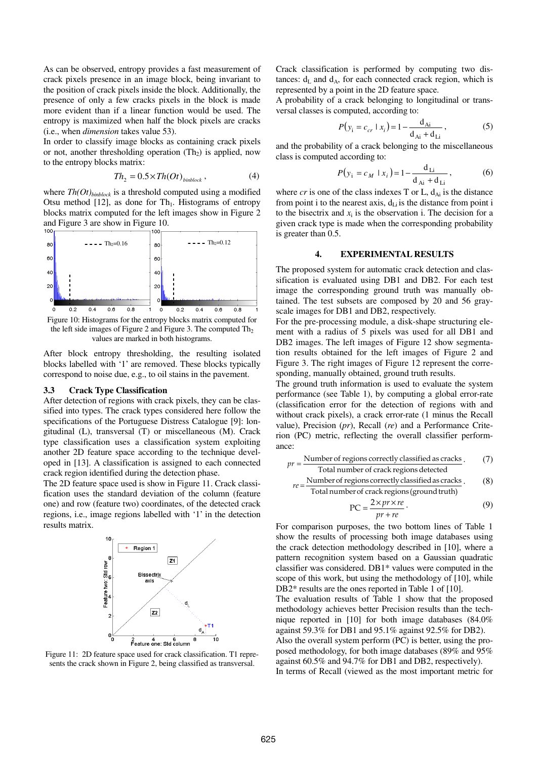As can be observed, entropy provides a fast measurement of crack pixels presence in an image block, being invariant to the position of crack pixels inside the block. Additionally, the presence of only a few cracks pixels in the block is made more evident than if a linear function would be used. The entropy is maximized when half the block pixels are cracks (i.e., when *dimension* takes value 53).

In order to classify image blocks as containing crack pixels or not, another thresholding operation ($Th_2$) is applied, now to the entropy blocks matrix:

$$Th_2 = 0.5 \times Th(Ot)_{binblock}, \tag{4}$$

where $Th(Ot)_{binblock}$ is a threshold computed using a modified Otsu method [12], as done for $Th_1$. Histograms of entropy blocks matrix computed for the left images show in Figure 2 and Figure 3 are show in Figure 10.

Figure 10: Histograms for the entropy blocks matrix computed for the left side images of Figure 2 and Figure 3. The computed $Th_2$ values are marked in both histograms.

After block entropy thresholding, the resulting isolated blocks labelled with '1' are removed. These blocks typically correspond to noise due, e.g., to oil stains in the pavement.

### 3.3 Crack Type Classification

After detection of regions with crack pixels, they can be classified into types. The crack types considered here follow the specifications of the Portuguese Distress Catalogue [9]: longitudinal (L), transversal (T) or miscellaneous (M). Crack type classification uses a classification system exploiting another 2D feature space according to the technique developed in [13]. A classification is assigned to each connected crack region identified during the detection phase.

The 2D feature space used is show in Figure 11. Crack classification uses the standard deviation of the column (feature one) and row (feature two) coordinates, of the detected crack regions, i.e., image regions labelled with '1' in the detection results matrix.

Figure 11: 2D feature space used for crack classification. T1 represents the crack shown in Figure 2, being classified as transversal.

Crack classification is performed by computing two distances: $d_L$ and $d_A$, for each connected crack region, which is represented by a point in the 2D feature space.

A probability of a crack belonging to longitudinal or transversal classes is computed, according to:

$$P(y_i = c_{cr} \mid x_i) = 1 - \frac{d_{Ai}}{d_{Ai} + d_{Li}}, \tag{5}$$

and the probability of a crack belonging to the miscellaneous class is computed according to:

$$P(y_i = c_M \mid x_i) = 1 - \frac{d_{Li}}{d_{Ai} + d_{Li}}, \tag{6}$$

where $cr$ is one of the class indexes T or L, $d_{Ai}$ is the distance from point i to the nearest axis, $d_{Li}$ is the distance from point i to the bisectrix and $x_i$ is the observation i. The decision for a given crack type is made when the corresponding probability is greater than 0.5.

## 4. EXPERIMENTAL RESULTS

The proposed system for automatic crack detection and classification is evaluated using DB1 and DB2. For each test image the corresponding ground truth was manually obtained. The test subsets are composed by 20 and 56 grayscale images for DB1 and DB2, respectively.

For the pre-processing module, a disk-shape structuring element with a radius of 5 pixels was used for all DB1 and DB2 images. The left images of Figure 12 show segmentation results obtained for the left images of Figure 2 and Figure 3. The right images of Figure 12 represent the corresponding, manually obtained, ground truth results.

The ground truth information is used to evaluate the system performance (see Table 1), by computing a global error-rate (classification error for the detection of regions with and without crack pixels), a crack error-rate (1 minus the Recall value), Precision ($pr$), Recall ($re$) and a Performance Criterion (PC) metric, reflecting the overall classifier performance:

$$pr = \frac{\text{Number of regions correctly classified as cracks}}{\text{Total number of crack regions detected}}. \tag{7}$$

$$re = \frac{\text{Number of regions correctly classified as cracks}}{\text{Total number of crack regions (ground truth)}}. \tag{8}$$

$$\text{PC} = \frac{2 \times pr \times re}{pr + re}. \tag{9}$$

For comparison purposes, the two bottom lines of Table 1 show the results of processing both image databases using the crack detection methodology described in [10], where a pattern recognition system based on a Gaussian quadratic classifier was considered. DB1* values were computed in the scope of this work, but using the methodology of [10], while DB2* results are the ones reported in Table 1 of [10].

The evaluation results of Table 1 show that the proposed methodology achieves better Precision results than the technique reported in [10] for both image databases (84.0% against 59.3% for DB1 and 95.1% against 92.5% for DB2). Also the overall system perform (PC) is better, using the proposed methodology, for both image databases (89% and 95% against 60.5% and 94.7% for DB1 and DB2, respectively).

In terms of Recall (viewed as the most important metric for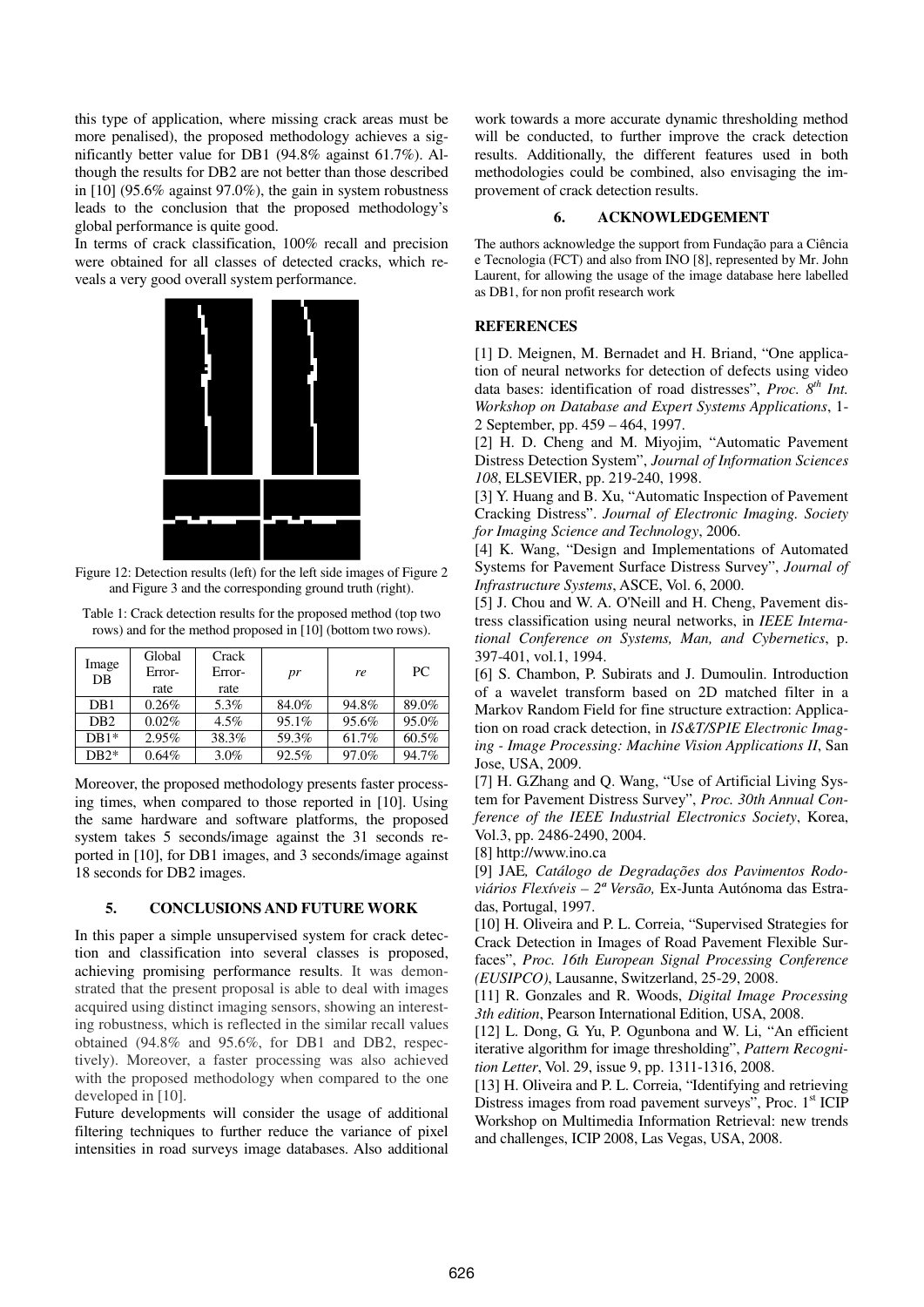this type of application, where missing crack areas must be more penalised), the proposed methodology achieves a significantly better value for DB1 (94.8% against 61.7%). Although the results for DB2 are not better than those described in [10] (95.6% against 97.0%), the gain in system robustness leads to the conclusion that the proposed methodology's global performance is quite good.

In terms of crack classification, 100% recall and precision were obtained for all classes of detected cracks, which reveals a very good overall system performance.

Figure 12: Detection results (left) for the left side images of Figure 2 and Figure 3 and the corresponding ground truth (right).

Table 1: Crack detection results for the proposed method (top two rows) and for the method proposed in [10] (bottom two rows).

| Image DB | Global Error-rate | Crack Error-rate | *pr* | *re* | PC |
|---|---|---|---|---|---|
| DB1 | 0.26% | 5.3% | 84.0% | 94.8% | 89.0% |
| DB2 | 0.02% | 4.5% | 95.1% | 95.6% | 95.0% |
| DB1* | 2.95% | 38.3% | 59.3% | 61.7% | 60.5% |
| DB2* | 0.64% | 3.0% | 92.5% | 97.0% | 94.7% |

Moreover, the proposed methodology presents faster processing times, when compared to those reported in [10]. Using the same hardware and software platforms, the proposed system takes 5 seconds/image against the 31 seconds reported in [10], for DB1 images, and 3 seconds/image against 18 seconds for DB2 images.

## 5. CONCLUSIONS AND FUTURE WORK

In this paper a simple unsupervised system for crack detection and classification into several classes is proposed, achieving promising performance results. It was demonstrated that the present proposal is able to deal with images acquired using distinct imaging sensors, showing an interesting robustness, which is reflected in the similar recall values obtained (94.8% and 95.6%, for DB1 and DB2, respectively). Moreover, a faster processing was also achieved with the proposed methodology when compared to the one developed in [10].

Future developments will consider the usage of additional filtering techniques to further reduce the variance of pixel intensities in road surveys image databases. Also additional work towards a more accurate dynamic thresholding method will be conducted, to further improve the crack detection results. Additionally, the different features used in both methodologies could be combined, also envisaging the improvement of crack detection results.

## 6. ACKNOWLEDGEMENT

The authors acknowledge the support from Fundação para a Ciência e Tecnologia (FCT) and also from INO [8], represented by Mr. John Laurent, for allowing the usage of the image database here labelled as DB1, for non profit research work

## REFERENCES

[1] D. Meignen, M. Bernadet and H. Briand, "One application of neural networks for detection of defects using video data bases: identification of road distresses", *Proc. 8th Int. Workshop on Database and Expert Systems Applications*, 1-2 September, pp. 459 – 464, 1997.

[2] H. D. Cheng and M. Miyojim, "Automatic Pavement Distress Detection System", *Journal of Information Sciences 108*, ELSEVIER, pp. 219-240, 1998.

[3] Y. Huang and B. Xu, "Automatic Inspection of Pavement Cracking Distress". *Journal of Electronic Imaging. Society for Imaging Science and Technology*, 2006.

[4] K. Wang, "Design and Implementations of Automated Systems for Pavement Surface Distress Survey", *Journal of Infrastructure Systems*, ASCE, Vol. 6, 2000.

[5] J. Chou and W. A. O'Neill and H. Cheng, Pavement distress classification using neural networks, in *IEEE International Conference on Systems, Man, and Cybernetics*, p. 397-401, vol.1, 1994.

[6] S. Chambon, P. Subirats and J. Dumoulin. Introduction of a wavelet transform based on 2D matched filter in a Markov Random Field for fine structure extraction: Application on road crack detection, in *IS&T/SPIE Electronic Imaging - Image Processing: Machine Vision Applications II*, San Jose, USA, 2009.

[7] H. G.Zhang and Q. Wang, "Use of Artificial Living System for Pavement Distress Survey", *Proc. 30th Annual Conference of the IEEE Industrial Electronics Society*, Korea, Vol.3, pp. 2486-2490, 2004.

[8] http://www.ino.ca

[9] JAE*, Catálogo de Degradações dos Pavimentos Rodoviários Flexíveis – 2ª Versão,* Ex-Junta Autónoma das Estradas, Portugal, 1997.

[10] H. Oliveira and P. L. Correia, "Supervised Strategies for Crack Detection in Images of Road Pavement Flexible Surfaces", *Proc. 16th European Signal Processing Conference (EUSIPCO)*, Lausanne, Switzerland, 25-29, 2008.

[11] R. Gonzales and R. Woods, *Digital Image Processing 3th edition*, Pearson International Edition, USA, 2008.

[12] L. Dong, G. Yu, P. Ogunbona and W. Li, "An efficient iterative algorithm for image thresholding", *Pattern Recognition Letter*, Vol. 29, issue 9, pp. 1311-1316, 2008.

[13] H. Oliveira and P. L. Correia, "Identifying and retrieving Distress images from road pavement surveys", Proc. 1st ICIP Workshop on Multimedia Information Retrieval: new trends and challenges, ICIP 2008, Las Vegas, USA, 2008.